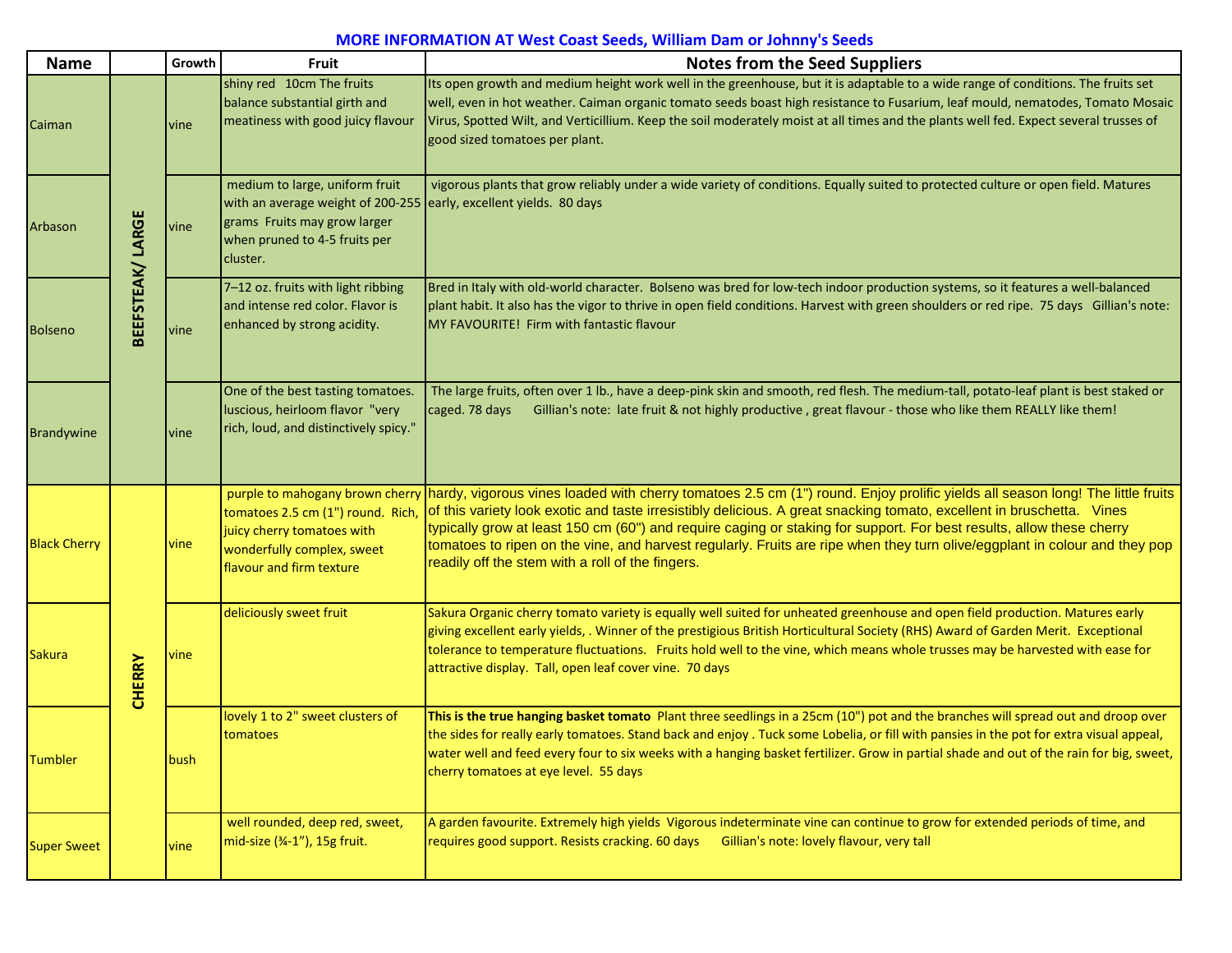**MORE INFORMATION AT West Coast Seeds, William Dam or Johny's Seeds**

| Name | | Growth | Fruit | Notes from the Seed Suppliers |
|---|---|---|---|---|
| Caiman | BEEFSTEAK/ LARGE | vine | shiny red 10cm The fruits balance substantial girth and meatiness with good juicy flavour | Its open growth and medium height work well in the greenhouse, but it is adaptable to a wide range of conditions. The fruits set well, even in hot weather. Caiman organic tomato seeds boast high resistance to Fusarium, leaf mould, nematodes, Tomato Mosaic Virus, Spotted Wilt, and Verticillium. Keep the soil moderately moist at all times and the plants well fed. Expect several trusses of good sized tomatoes per plant. |
| Arbason | BEEFSTEAK/ LARGE | vine | medium to large, uniform fruit with an average weight of 200-255 grams Fruits may grow larger when pruned to 4-5 fruits per cluster. | vigorous plants that grow reliably under a wide variety of conditions. Equally suited to protected culture or open field. Matures early, excellent yields. 80 days |
| Bolseno | BEEFSTEAK/ LARGE | vine | 7–12 oz. fruits with light ribbing and intense red color. Flavor is enhanced by strong acidity. | Bred in Italy with old-world character. Bolseno was bred for low-tech indoor production systems, so it features a well-balanced plant habit. It also has the vigor to thrive in open field conditions. Harvest with green shoulders or red ripe. 75 days Gillian's note: MY FAVOURITE! Firm with fantastic flavour |
| Brandywine | BEEFSTEAK/ LARGE | vine | One of the best tasting tomatoes. luscious, heirloom flavor "very rich, loud, and distinctively spicy." | The large fruits, often over 1 lb., have a deep-pink skin and smooth, red flesh. The medium-tall, potato-leaf plant is best staked or caged. 78 days Gillian's note: late fruit & not highly productive , great flavour - those who like them REALLY like them! |
| Black Cherry | CHERRY | vine | purple to mahogany brown cherry tomatoes 2.5 cm (1") round. Rich, juicy cherry tomatoes with wonderfully complex, sweet flavour and firm texture | hardy, vigorous vines loaded with cherry tomatoes 2.5 cm (1") round. Enjoy prolific yields all season long! The little fruits of this variety look exotic and taste irresistibly delicious. A great snacking tomato, excellent in bruschetta. Vines typically grow at least 150 cm (60") and require caging or staking for support. For best results, allow these cherry tomatoes to ripen on the vine, and harvest regularly. Fruits are ripe when they turn olive/eggplant in colour and they pop readily off the stem with a roll of the fingers. |
| Sakura | CHERRY | vine | deliciously sweet fruit | Sakura Organic cherry tomato variety is equally well suited for unheated greenhouse and open field production. Matures early giving excellent early yields, . Winner of the prestigious British Horticultural Society (RHS) Award of Garden Merit. Exceptional tolerance to temperature fluctuations. Fruits hold well to the vine, which means whole trusses may be harvested with ease for attractive display. Tall, open leaf cover vine. 70 days |
| Tumbler | CHERRY | bush | lovely 1 to 2" sweet clusters of tomatoes | **This is the true hanging basket tomato** Plant three seedlings in a 25cm (10") pot and the branches will spread out and droop over the sides for really early tomatoes. Stand back and enjoy . Tuck some Lobelia, or fill with pansies in the pot for extra visual appeal, water well and feed every four to six weeks with a hanging basket fertilizer. Grow in partial shade and out of the rain for big, sweet, cherry tomatoes at eye level. 55 days |
| Super Sweet | CHERRY | vine | well rounded, deep red, sweet, mid-size (¾-1"), 15g fruit. | A garden favourite. Extremely high yields Vigorous indeterminate vine can continue to grow for extended periods of time, and requires good support. Resists cracking. 60 days Gillian's note: lovely flavour, very tall |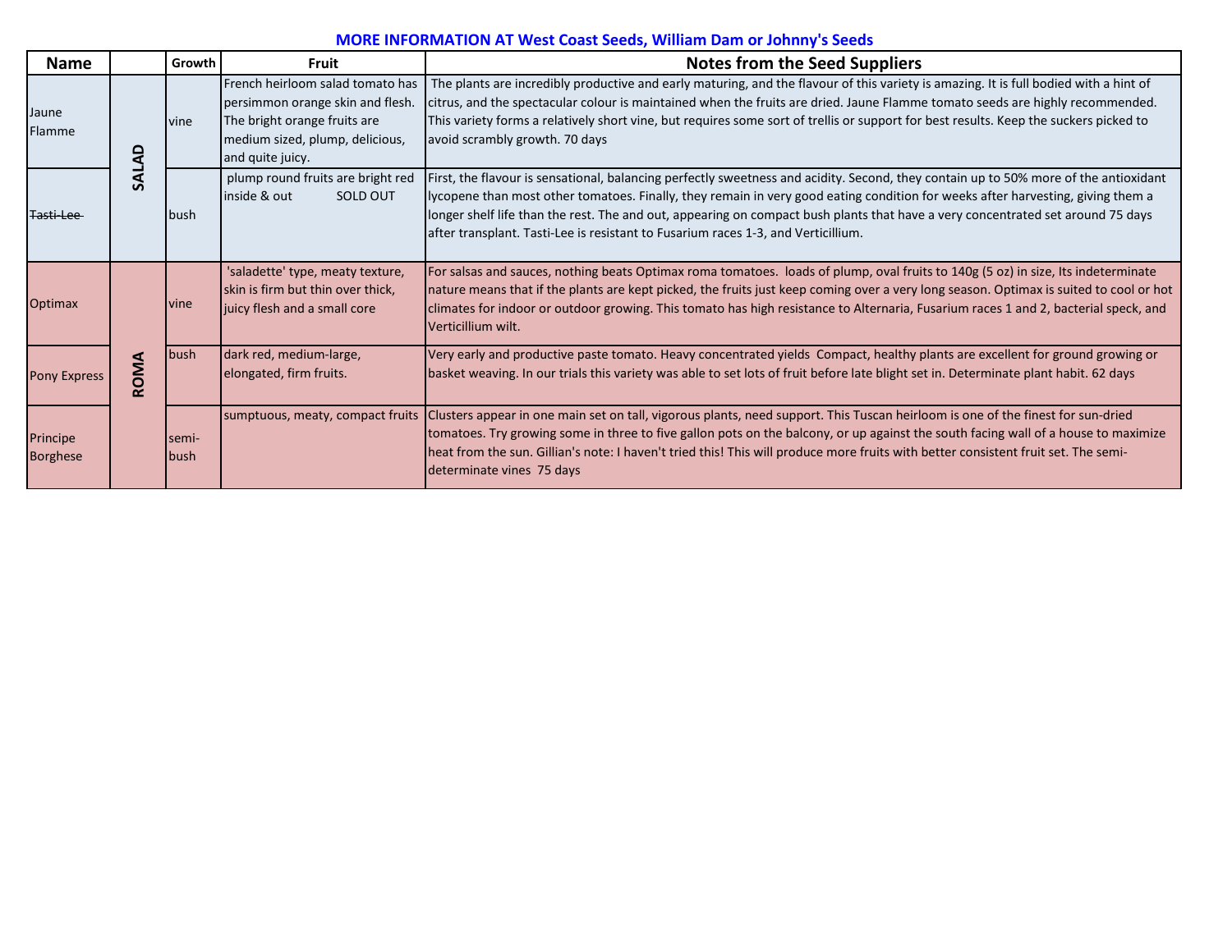**MORE INFORMATION AT West Coast Seeds, William Dam or Johnny's Seeds**

| Name | | Growth | Fruit | Notes from the Seed Suppliers |
|---|---|---|---|---|
| Jaune Flamme | SALAD | vine | French heirloom salad tomato has persimmon orange skin and flesh. The bright orange fruits are medium sized, plump, delicious, and quite juicy. | The plants are incredibly productive and early maturing, and the flavour of this variety is amazing. It is full bodied with a hint of citrus, and the spectacular colour is maintained when the fruits are dried. Jaune Flamme tomato seeds are highly recommended. This variety forms a relatively short vine, but requires some sort of trellis or support for best results. Keep the suckers picked to avoid scrambly growth. 70 days |
| ~~Tasti-Lee~~ | SALAD | bush | plump round fruits are bright red inside & out SOLD OUT | First, the flavour is sensational, balancing perfectly sweetness and acidity. Second, they contain up to 50% more of the antioxidant lycopene than most other tomatoes. Finally, they remain in very good eating condition for weeks after harvesting, giving them a longer shelf life than the rest. The and out, appearing on compact bush plants that have a very concentrated set around 75 days after transplant. Tasti-Lee is resistant to Fusarium races 1-3, and Verticillium. |
| Optimax | ROMA | vine | 'saladette' type, meaty texture, skin is firm but thin over thick, juicy flesh and a small core | For salsas and sauces, nothing beats Optimax roma tomatoes. loads of plump, oval fruits to 140g (5 oz) in size, Its indeterminate nature means that if the plants are kept picked, the fruits just keep coming over a very long season. Optimax is suited to cool or hot climates for indoor or outdoor growing. This tomato has high resistance to Alternaria, Fusarium races 1 and 2, bacterial speck, and Verticillium wilt. |
| Pony Express | ROMA | bush | dark red, medium-large, elongated, firm fruits. | Very early and productive paste tomato. Heavy concentrated yields Compact, healthy plants are excellent for ground growing or basket weaving. In our trials this variety was able to set lots of fruit before late blight set in. Determinate plant habit. 62 days |
| Principe Borghese | ROMA | semi-bush | sumptuous, meaty, compact fruits | Clusters appear in one main set on tall, vigorous plants, need support. This Tuscan heirloom is one of the finest for sun-dried tomatoes. Try growing some in three to five gallon pots on the balcony, or up against the south facing wall of a house to maximize heat from the sun. Gillian's note: I haven't tried this! This will produce more fruits with better consistent fruit set. The semi-determinate vines 75 days |